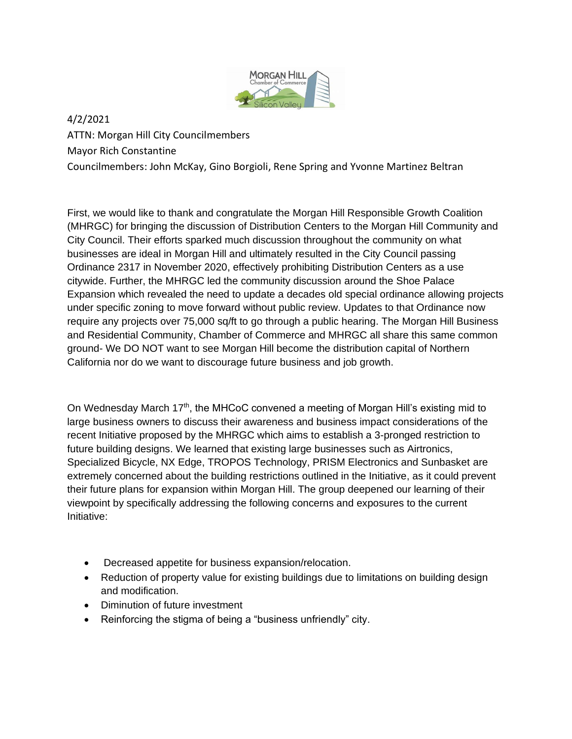4/2/2021

ATTN: Morgan Hill City Councilmembers

Mayor Rich Constantine

Councilmembers: John McKay, Gino Borgioli, Rene Spring and Yvonne Martinez Beltran

First, we would like to thank and congratulate the Morgan Hill Responsible Growth Coalition (MHRGC) for bringing the discussion of Distribution Centers to the Morgan Hill Community and City Council. Their efforts sparked much discussion throughout the community on what businesses are ideal in Morgan Hill and ultimately resulted in the City Council passing Ordinance 2317 in November 2020, effectively prohibiting Distribution Centers as a use citywide. Further, the MHRGC led the community discussion around the Shoe Palace Expansion which revealed the need to update a decades old special ordinance allowing projects under specific zoning to move forward without public review. Updates to that Ordinance now require any projects over 75,000 sq/ft to go through a public hearing. The Morgan Hill Business and Residential Community, Chamber of Commerce and MHRGC all share this same common ground- We DO NOT want to see Morgan Hill become the distribution capital of Northern California nor do we want to discourage future business and job growth.

On Wednesday March 17th, the MHCoC convened a meeting of Morgan Hill's existing mid to large business owners to discuss their awareness and business impact considerations of the recent Initiative proposed by the MHRGC which aims to establish a 3-pronged restriction to future building designs. We learned that existing large businesses such as Airtronics, Specialized Bicycle, NX Edge, TROPOS Technology, PRISM Electronics and Sunbasket are extremely concerned about the building restrictions outlined in the Initiative, as it could prevent their future plans for expansion within Morgan Hill. The group deepened our learning of their viewpoint by specifically addressing the following concerns and exposures to the current Initiative:

- Decreased appetite for business expansion/relocation.
- Reduction of property value for existing buildings due to limitations on building design and modification.
- Diminution of future investment
- Reinforcing the stigma of being a "business unfriendly" city.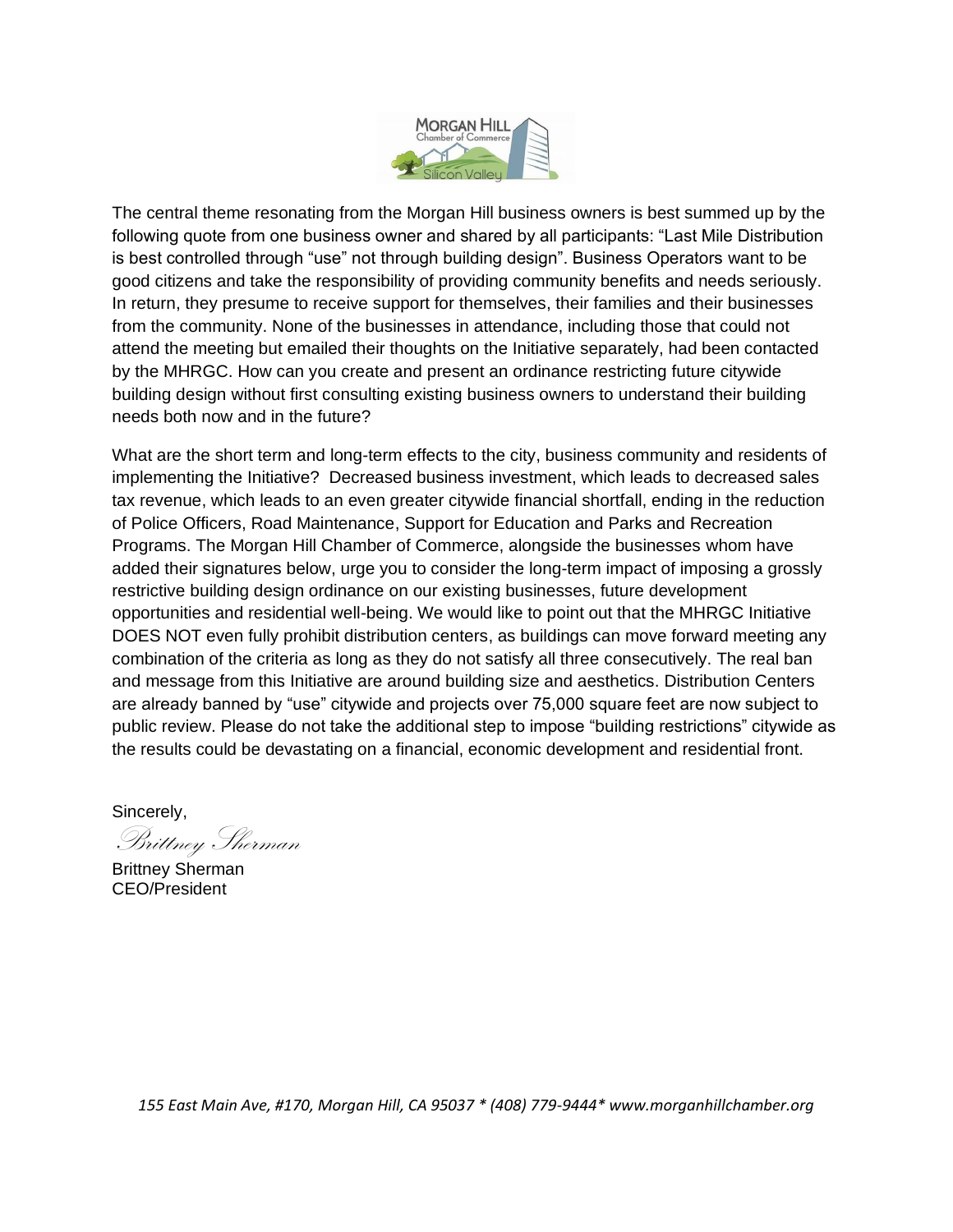The central theme resonating from the Morgan Hill business owners is best summed up by the following quote from one business owner and shared by all participants: "Last Mile Distribution is best controlled through "use" not through building design". Business Operators want to be good citizens and take the responsibility of providing community benefits and needs seriously. In return, they presume to receive support for themselves, their families and their businesses from the community. None of the businesses in attendance, including those that could not attend the meeting but emailed their thoughts on the Initiative separately, had been contacted by the MHRGC. How can you create and present an ordinance restricting future citywide building design without first consulting existing business owners to understand their building needs both now and in the future?

What are the short term and long-term effects to the city, business community and residents of implementing the Initiative? Decreased business investment, which leads to decreased sales tax revenue, which leads to an even greater citywide financial shortfall, ending in the reduction of Police Officers, Road Maintenance, Support for Education and Parks and Recreation Programs. The Morgan Hill Chamber of Commerce, alongside the businesses whom have added their signatures below, urge you to consider the long-term impact of imposing a grossly restrictive building design ordinance on our existing businesses, future development opportunities and residential well-being. We would like to point out that the MHRGC Initiative DOES NOT even fully prohibit distribution centers, as buildings can move forward meeting any combination of the criteria as long as they do not satisfy all three consecutively. The real ban and message from this Initiative are around building size and aesthetics. Distribution Centers are already banned by "use" citywide and projects over 75,000 square feet are now subject to public review. Please do not take the additional step to impose "building restrictions" citywide as the results could be devastating on a financial, economic development and residential front.

Sincerely,

*Brittney Sherman*

Brittney Sherman
CEO/President